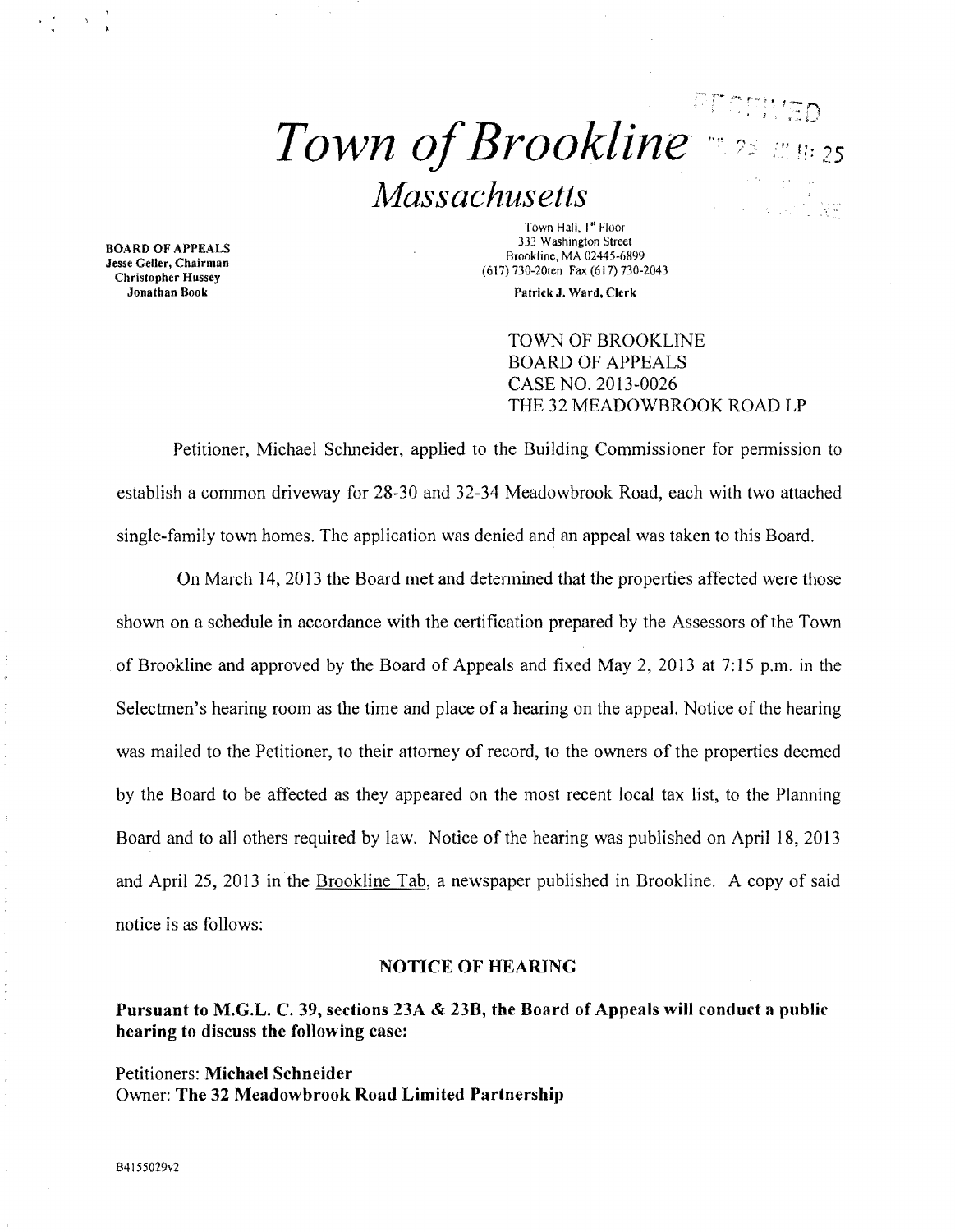# *Town of Brookline*

## *Massachusetts*

**BOARD OF APPEALS**
**Jesse Geller, Chairman**
**Christopher Hussey**
**Jonathan Book**

Town Hall, 1st Floor
333 Washington Street
Brookline, MA 02445-6899
(617) 730-20ten Fax (617) 730-2043

**Patrick J. Ward, Clerk**

TOWN OF BROOKLINE
BOARD OF APPEALS
CASE NO. 2013-0026
THE 32 MEADOWBROOK ROAD LP

Petitioner, Michael Schneider, applied to the Building Commissioner for permission to establish a common driveway for 28-30 and 32-34 Meadowbrook Road, each with two attached single-family town homes. The application was denied and an appeal was taken to this Board.

On March 14, 2013 the Board met and determined that the properties affected were those shown on a schedule in accordance with the certification prepared by the Assessors of the Town of Brookline and approved by the Board of Appeals and fixed May 2, 2013 at 7:15 p.m. in the Selectmen's hearing room as the time and place of a hearing on the appeal. Notice of the hearing was mailed to the Petitioner, to their attorney of record, to the owners of the properties deemed by the Board to be affected as they appeared on the most recent local tax list, to the Planning Board and to all others required by law. Notice of the hearing was published on April 18, 2013 and April 25, 2013 in the Brookline Tab, a newspaper published in Brookline. A copy of said notice is as follows:

### NOTICE OF HEARING

**Pursuant to M.G.L. C. 39, sections 23A & 23B, the Board of Appeals will conduct a public hearing to discuss the following case:**

Petitioners: **Michael Schneider**
Owner: **The 32 Meadowbrook Road Limited Partnership**

B41550029v2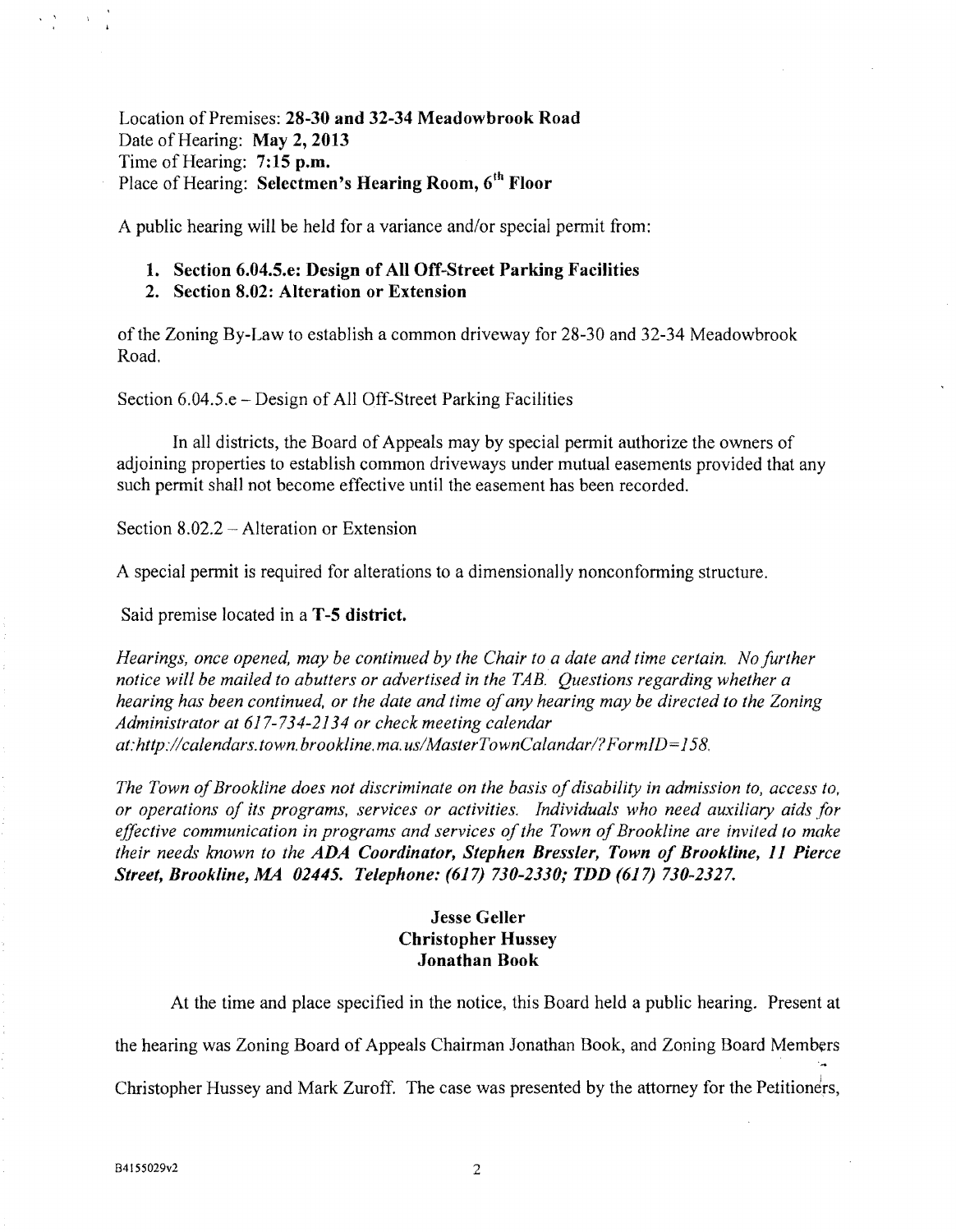Location of Premises: **28-30 and 32-34 Meadowbrook Road**
Date of Hearing: **May 2, 2013**
Time of Hearing: **7:15 p.m.**
Place of Hearing: **Selectmen's Hearing Room, 6th Floor**

A public hearing will be held for a variance and/or special permit from:

1. **Section 6.04.5.e: Design of All Off-Street Parking Facilities**
2. **Section 8.02: Alteration or Extension**

of the Zoning By-Law to establish a common driveway for 28-30 and 32-34 Meadowbrook Road.

Section 6.04.5.e – Design of All Off-Street Parking Facilities

In all districts, the Board of Appeals may by special permit authorize the owners of adjoining properties to establish common driveways under mutual easements provided that any such permit shall not become effective until the easement has been recorded.

Section 8.02.2 – Alteration or Extension

A special permit is required for alterations to a dimensionally nonconforming structure.

Said premise located in a **T-5 district.**

*Hearings, once opened, may be continued by the Chair to a date and time certain. No further notice will be mailed to abutters or advertised in the TAB. Questions regarding whether a hearing has been continued, or the date and time of any hearing may be directed to the Zoning Administrator at 617-734-2134 or check meeting calendar at:http://calendars.town.brookline.ma.us/MasterTownCalandar/?FormID=158.*

*The Town of Brookline does not discriminate on the basis of disability in admission to, access to, or operations of its programs, services or activities. Individuals who need auxiliary aids for effective communication in programs and services of the Town of Brookline are invited to make their needs known to the* ***ADA Coordinator, Stephen Bressler, Town of Brookline, 11 Pierce Street, Brookline, MA 02445. Telephone: (617) 730-2330; TDD (617) 730-2327.***

**Jesse Geller**
**Christopher Hussey**
**Jonathan Book**

At the time and place specified in the notice, this Board held a public hearing. Present at the hearing was Zoning Board of Appeals Chairman Jonathan Book, and Zoning Board Members Christopher Hussey and Mark Zuroff. The case was presented by the attorney for the Petitioners,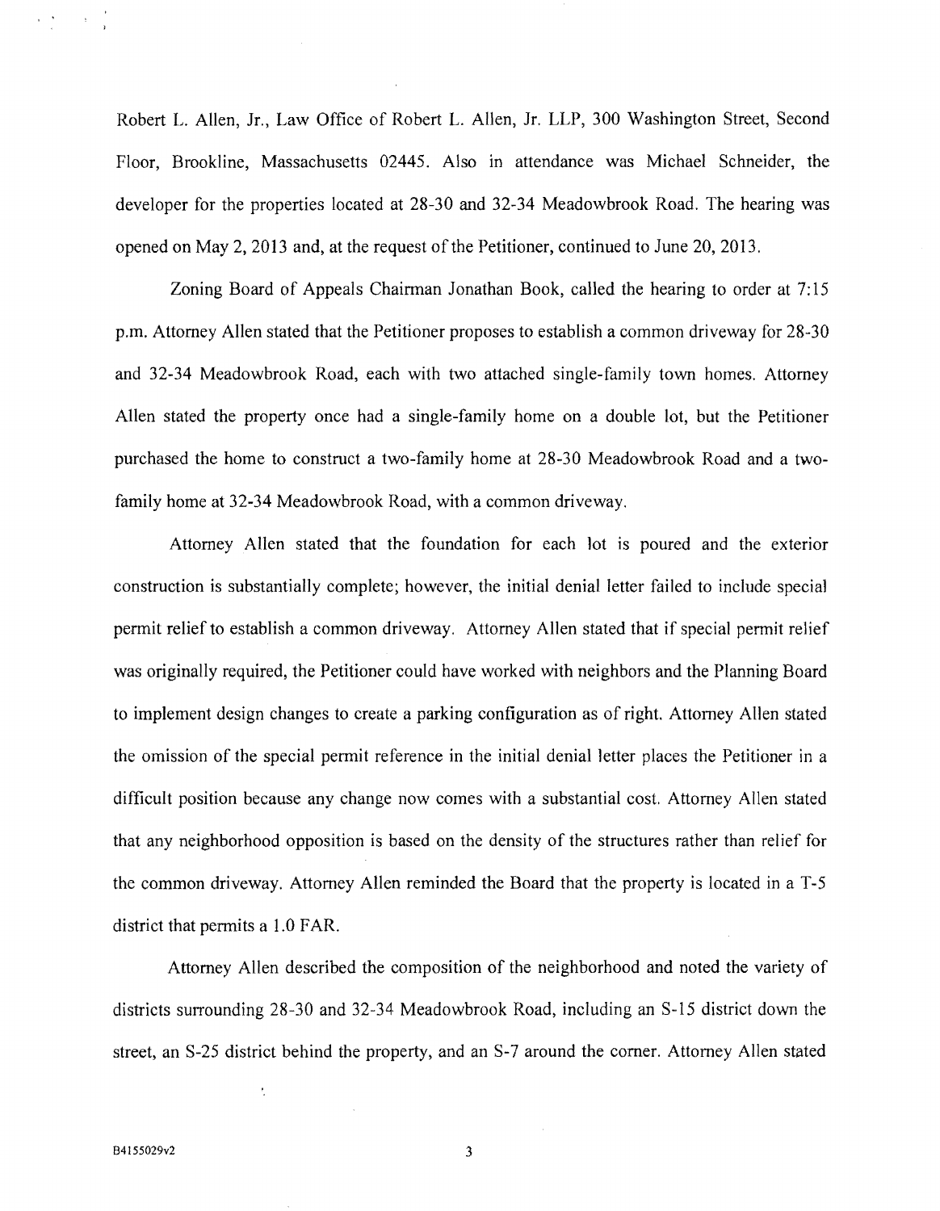Robert L. Allen, Jr., Law Office of Robert L. Allen, Jr. LLP, 300 Washington Street, Second Floor, Brookline, Massachusetts 02445. Also in attendance was Michael Schneider, the developer for the properties located at 28-30 and 32-34 Meadowbrook Road. The hearing was opened on May 2, 2013 and, at the request of the Petitioner, continued to June 20, 2013.

Zoning Board of Appeals Chairman Jonathan Book, called the hearing to order at 7:15 p.m. Attorney Allen stated that the Petitioner proposes to establish a common driveway for 28-30 and 32-34 Meadowbrook Road, each with two attached single-family town homes. Attorney Allen stated the property once had a single-family home on a double lot, but the Petitioner purchased the home to construct a two-family home at 28-30 Meadowbrook Road and a two-family home at 32-34 Meadowbrook Road, with a common driveway.

Attorney Allen stated that the foundation for each lot is poured and the exterior construction is substantially complete; however, the initial denial letter failed to include special permit relief to establish a common driveway. Attorney Allen stated that if special permit relief was originally required, the Petitioner could have worked with neighbors and the Planning Board to implement design changes to create a parking configuration as of right. Attorney Allen stated the omission of the special permit reference in the initial denial letter places the Petitioner in a difficult position because any change now comes with a substantial cost. Attorney Allen stated that any neighborhood opposition is based on the density of the structures rather than relief for the common driveway. Attorney Allen reminded the Board that the property is located in a T-5 district that permits a 1.0 FAR.

Attorney Allen described the composition of the neighborhood and noted the variety of districts surrounding 28-30 and 32-34 Meadowbrook Road, including an S-15 district down the street, an S-25 district behind the property, and an S-7 around the corner. Attorney Allen stated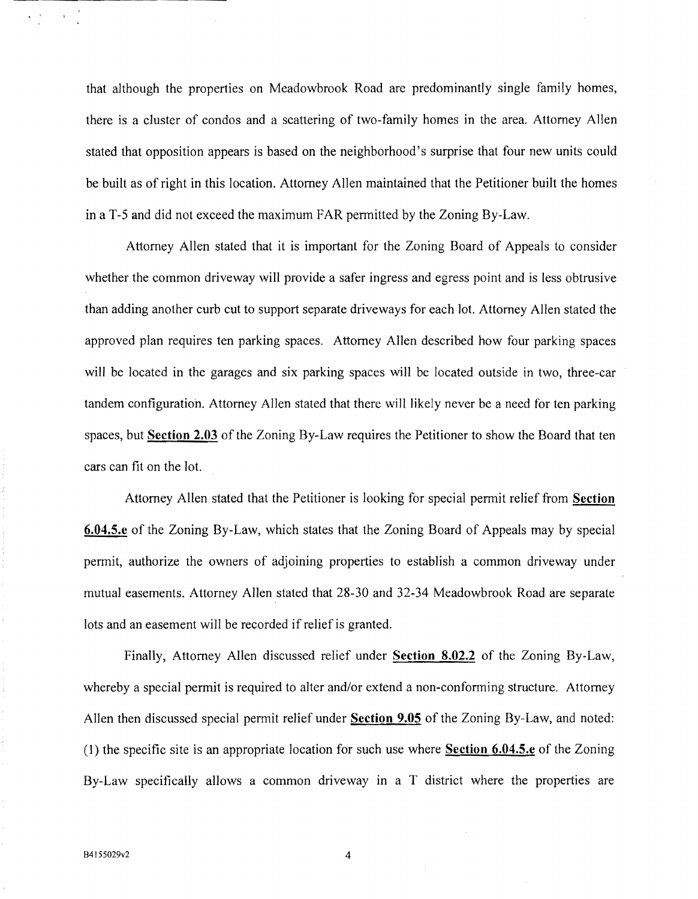that although the properties on Meadowbrook Road are predominantly single family homes, there is a cluster of condos and a scattering of two-family homes in the area. Attorney Allen stated that opposition appears is based on the neighborhood's surprise that four new units could be built as of right in this location. Attorney Allen maintained that the Petitioner built the homes in a T-5 and did not exceed the maximum FAR permitted by the Zoning By-Law.

Attorney Allen stated that it is important for the Zoning Board of Appeals to consider whether the common driveway will provide a safer ingress and egress point and is less obtrusive than adding another curb cut to support separate driveways for each lot. Attorney Allen stated the approved plan requires ten parking spaces. Attorney Allen described how four parking spaces will be located in the garages and six parking spaces will be located outside in two, three-car tandem configuration. Attorney Allen stated that there will likely never be a need for ten parking spaces, but **Section 2.03** of the Zoning By-Law requires the Petitioner to show the Board that ten cars can fit on the lot.

Attorney Allen stated that the Petitioner is looking for special permit relief from **Section 6.04.5.e** of the Zoning By-Law, which states that the Zoning Board of Appeals may by special permit, authorize the owners of adjoining properties to establish a common driveway under mutual easements. Attorney Allen stated that 28-30 and 32-34 Meadowbrook Road are separate lots and an easement will be recorded if relief is granted.

Finally, Attorney Allen discussed relief under **Section 8.02.2** of the Zoning By-Law, whereby a special permit is required to alter and/or extend a non-conforming structure. Attorney Allen then discussed special permit relief under **Section 9.05** of the Zoning By-Law, and noted: (1) the specific site is an appropriate location for such use where **Section 6.04.5.e** of the Zoning By-Law specifically allows a common driveway in a T district where the properties are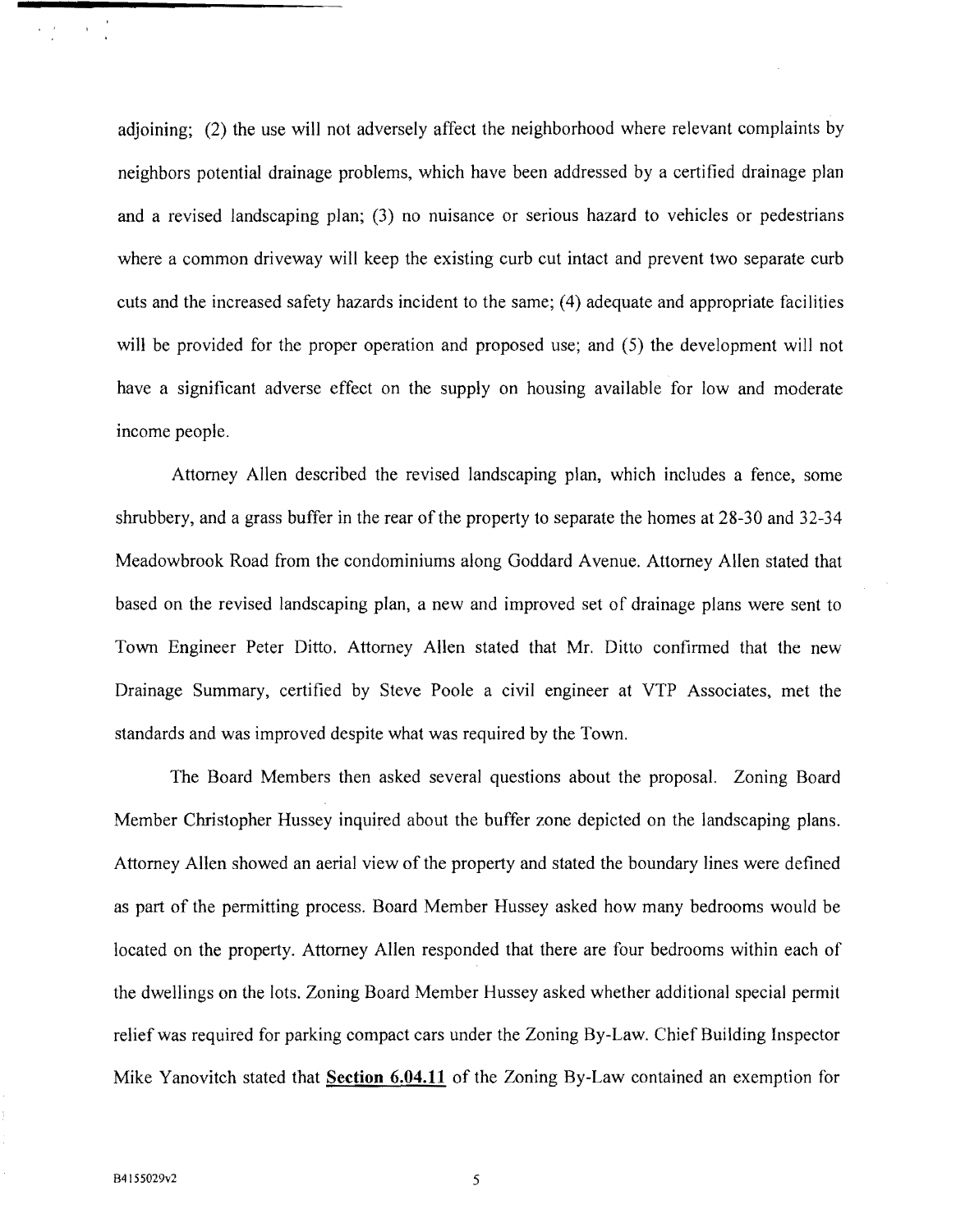adjoining; (2) the use will not adversely affect the neighborhood where relevant complaints by neighbors potential drainage problems, which have been addressed by a certified drainage plan and a revised landscaping plan; (3) no nuisance or serious hazard to vehicles or pedestrians where a common driveway will keep the existing curb cut intact and prevent two separate curb cuts and the increased safety hazards incident to the same; (4) adequate and appropriate facilities will be provided for the proper operation and proposed use; and (5) the development will not have a significant adverse effect on the supply on housing available for low and moderate income people.

Attorney Allen described the revised landscaping plan, which includes a fence, some shrubbery, and a grass buffer in the rear of the property to separate the homes at 28-30 and 32-34 Meadowbrook Road from the condominiums along Goddard Avenue. Attorney Allen stated that based on the revised landscaping plan, a new and improved set of drainage plans were sent to Town Engineer Peter Ditto. Attorney Allen stated that Mr. Ditto confirmed that the new Drainage Summary, certified by Steve Poole a civil engineer at VTP Associates, met the standards and was improved despite what was required by the Town.

The Board Members then asked several questions about the proposal. Zoning Board Member Christopher Hussey inquired about the buffer zone depicted on the landscaping plans. Attorney Allen showed an aerial view of the property and stated the boundary lines were defined as part of the permitting process. Board Member Hussey asked how many bedrooms would be located on the property. Attorney Allen responded that there are four bedrooms within each of the dwellings on the lots. Zoning Board Member Hussey asked whether additional special permit relief was required for parking compact cars under the Zoning By-Law. Chief Building Inspector Mike Yanovitch stated that **Section 6.04.11** of the Zoning By-Law contained an exemption for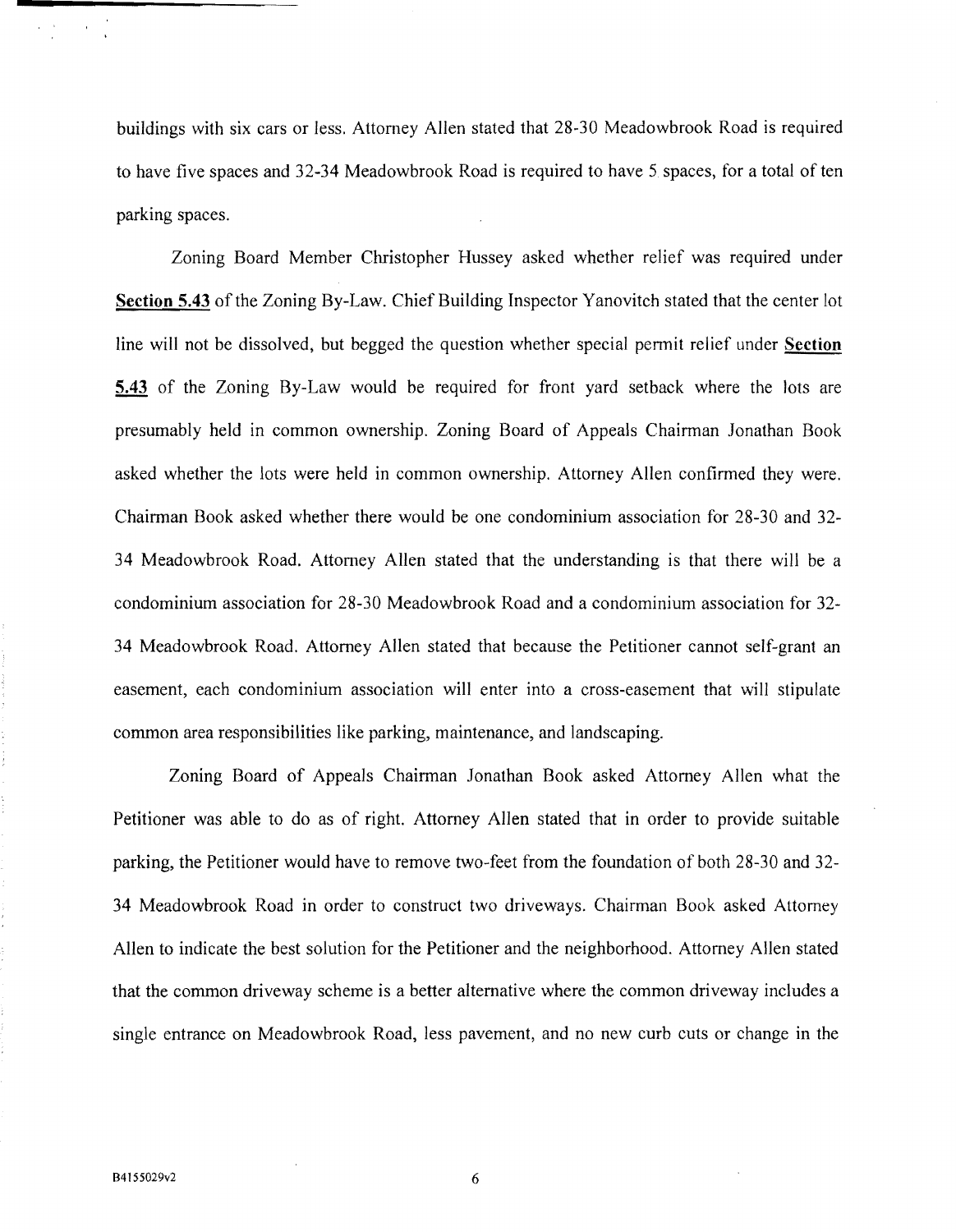buildings with six cars or less. Attorney Allen stated that 28-30 Meadowbrook Road is required to have five spaces and 32-34 Meadowbrook Road is required to have 5 spaces, for a total of ten parking spaces.

Zoning Board Member Christopher Hussey asked whether relief was required under **Section 5.43** of the Zoning By-Law. Chief Building Inspector Yanovitch stated that the center lot line will not be dissolved, but begged the question whether special permit relief under **Section 5.43** of the Zoning By-Law would be required for front yard setback where the lots are presumably held in common ownership. Zoning Board of Appeals Chairman Jonathan Book asked whether the lots were held in common ownership. Attorney Allen confirmed they were. Chairman Book asked whether there would be one condominium association for 28-30 and 32-34 Meadowbrook Road. Attorney Allen stated that the understanding is that there will be a condominium association for 28-30 Meadowbrook Road and a condominium association for 32-34 Meadowbrook Road. Attorney Allen stated that because the Petitioner cannot self-grant an easement, each condominium association will enter into a cross-easement that will stipulate common area responsibilities like parking, maintenance, and landscaping.

Zoning Board of Appeals Chairman Jonathan Book asked Attorney Allen what the Petitioner was able to do as of right. Attorney Allen stated that in order to provide suitable parking, the Petitioner would have to remove two-feet from the foundation of both 28-30 and 32-34 Meadowbrook Road in order to construct two driveways. Chairman Book asked Attorney Allen to indicate the best solution for the Petitioner and the neighborhood. Attorney Allen stated that the common driveway scheme is a better alternative where the common driveway includes a single entrance on Meadowbrook Road, less pavement, and no new curb cuts or change in the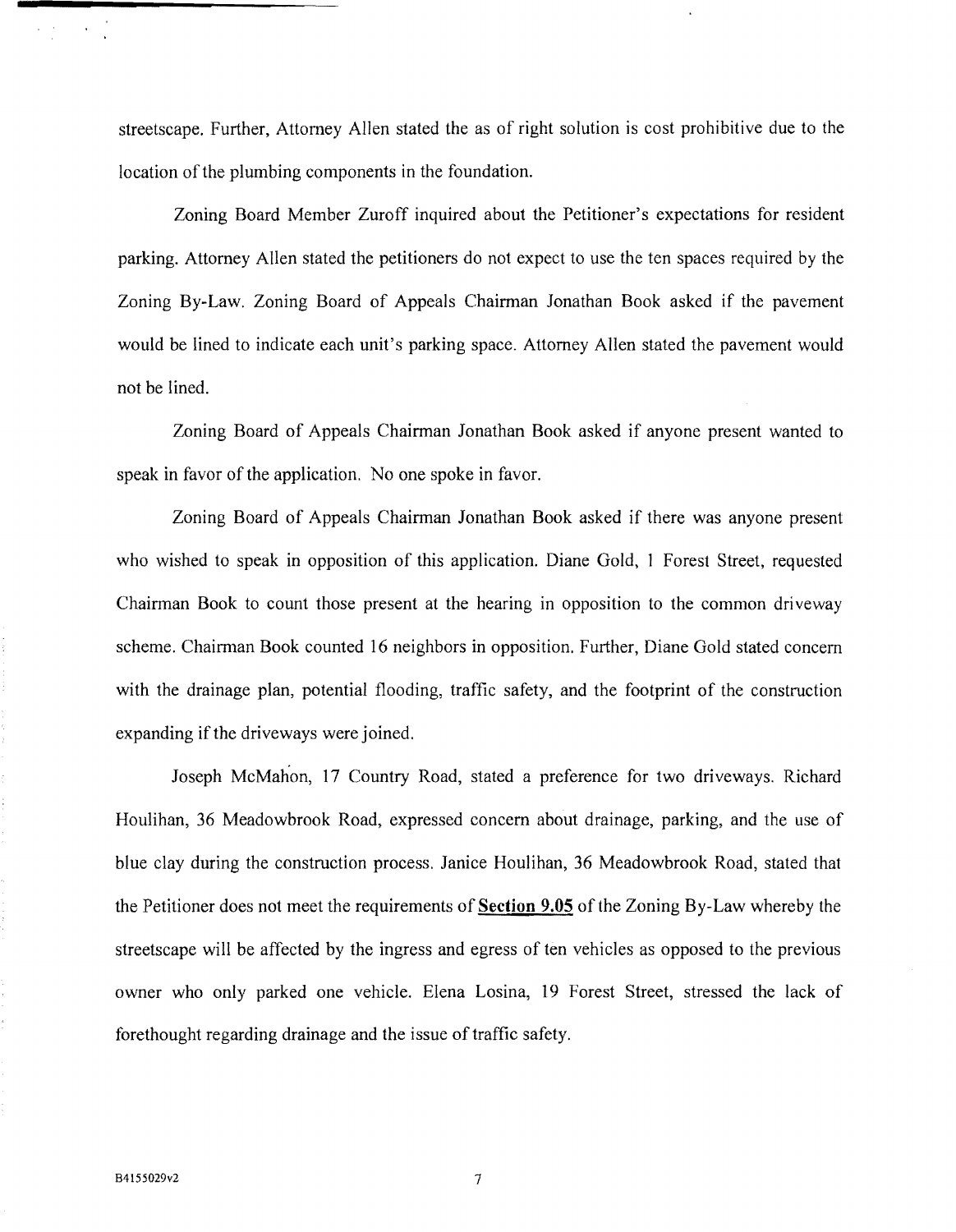streetscape. Further, Attorney Allen stated the as of right solution is cost prohibitive due to the location of the plumbing components in the foundation.

Zoning Board Member Zuroff inquired about the Petitioner's expectations for resident parking. Attorney Allen stated the petitioners do not expect to use the ten spaces required by the Zoning By-Law. Zoning Board of Appeals Chairman Jonathan Book asked if the pavement would be lined to indicate each unit's parking space. Attorney Allen stated the pavement would not be lined.

Zoning Board of Appeals Chairman Jonathan Book asked if anyone present wanted to speak in favor of the application. No one spoke in favor.

Zoning Board of Appeals Chairman Jonathan Book asked if there was anyone present who wished to speak in opposition of this application. Diane Gold, 1 Forest Street, requested Chairman Book to count those present at the hearing in opposition to the common driveway scheme. Chairman Book counted 16 neighbors in opposition. Further, Diane Gold stated concern with the drainage plan, potential flooding, traffic safety, and the footprint of the construction expanding if the driveways were joined.

Joseph McMahon, 17 Country Road, stated a preference for two driveways. Richard Houlihan, 36 Meadowbrook Road, expressed concern about drainage, parking, and the use of blue clay during the construction process. Janice Houlihan, 36 Meadowbrook Road, stated that the Petitioner does not meet the requirements of **Section 9.05** of the Zoning By-Law whereby the streetscape will be affected by the ingress and egress of ten vehicles as opposed to the previous owner who only parked one vehicle. Elena Losina, 19 Forest Street, stressed the lack of forethought regarding drainage and the issue of traffic safety.

B4155029v2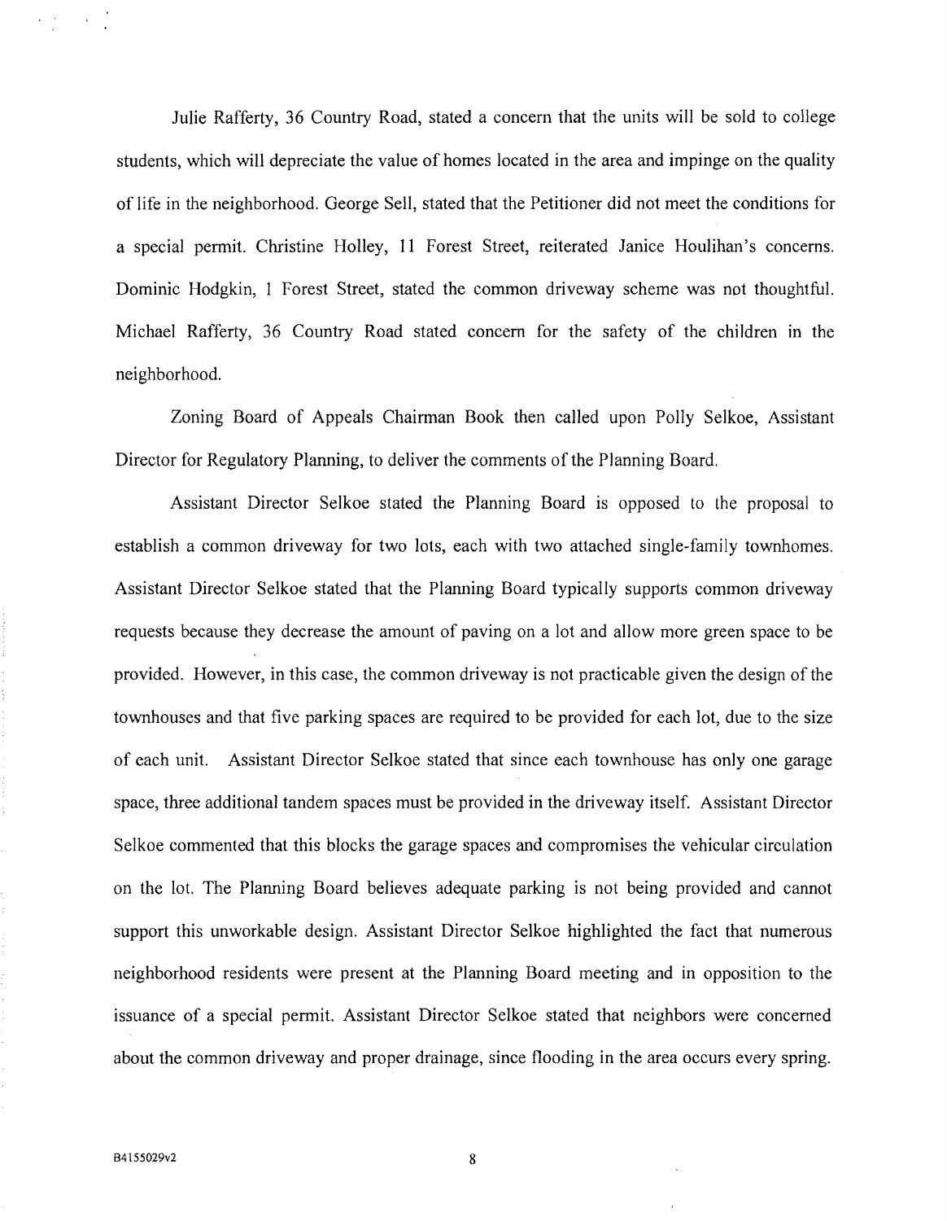Julie Rafferty, 36 Country Road, stated a concern that the units will be sold to college students, which will depreciate the value of homes located in the area and impinge on the quality of life in the neighborhood. George Sell, stated that the Petitioner did not meet the conditions for a special permit. Christine Holley, 11 Forest Street, reiterated Janice Houlihan's concerns. Dominic Hodgkin, 1 Forest Street, stated the common driveway scheme was not thoughtful. Michael Rafferty, 36 Country Road stated concern for the safety of the children in the neighborhood.

Zoning Board of Appeals Chairman Book then called upon Polly Selkoe, Assistant Director for Regulatory Planning, to deliver the comments of the Planning Board.

Assistant Director Selkoe stated the Planning Board is opposed to the proposal to establish a common driveway for two lots, each with two attached single-family townhomes. Assistant Director Selkoe stated that the Planning Board typically supports common driveway requests because they decrease the amount of paving on a lot and allow more green space to be provided. However, in this case, the common driveway is not practicable given the design of the townhouses and that five parking spaces are required to be provided for each lot, due to the size of each unit. Assistant Director Selkoe stated that since each townhouse has only one garage space, three additional tandem spaces must be provided in the driveway itself. Assistant Director Selkoe commented that this blocks the garage spaces and compromises the vehicular circulation on the lot. The Planning Board believes adequate parking is not being provided and cannot support this unworkable design. Assistant Director Selkoe highlighted the fact that numerous neighborhood residents were present at the Planning Board meeting and in opposition to the issuance of a special permit. Assistant Director Selkoe stated that neighbors were concerned about the common driveway and proper drainage, since flooding in the area occurs every spring.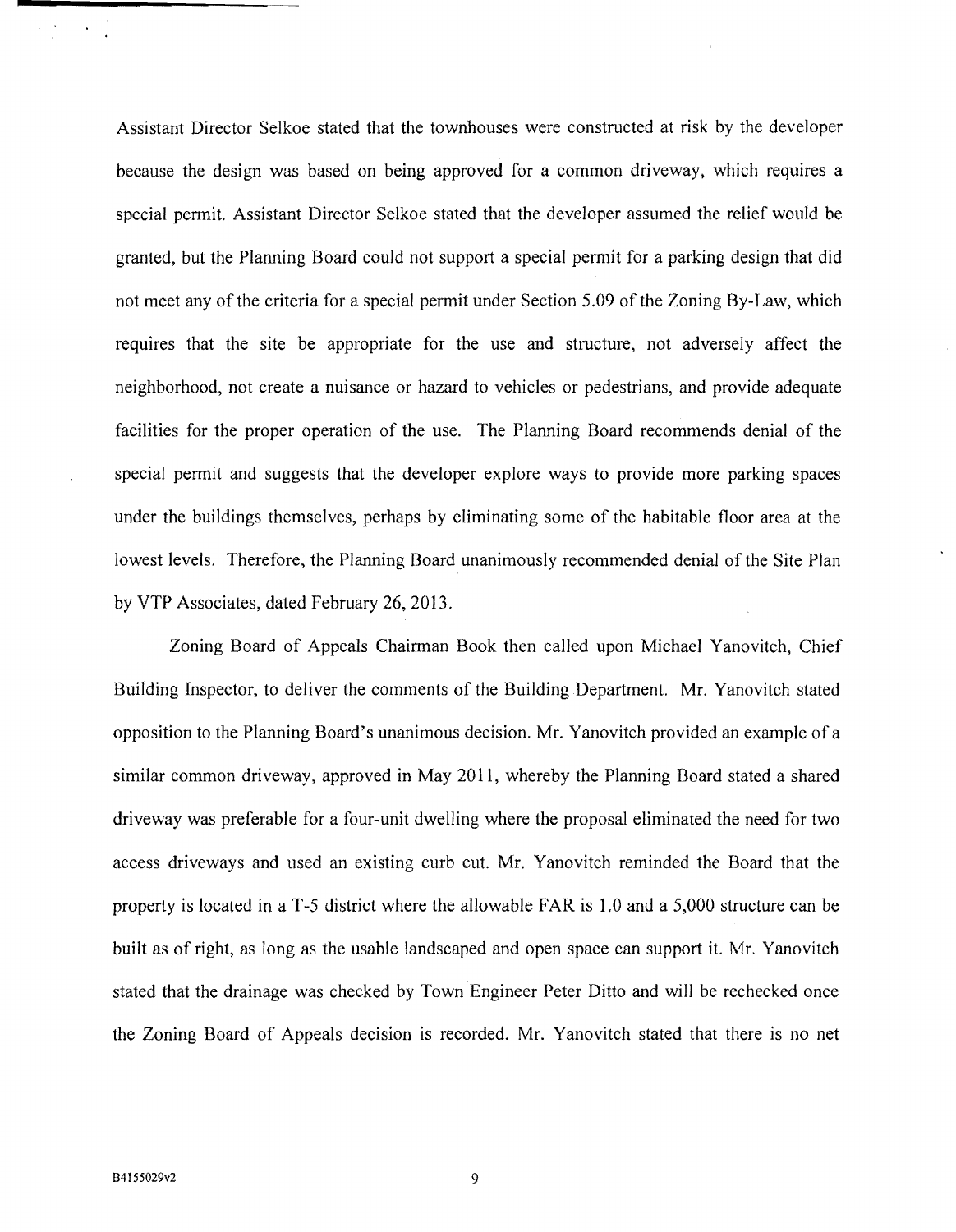Assistant Director Selkoe stated that the townhouses were constructed at risk by the developer because the design was based on being approved for a common driveway, which requires a special permit. Assistant Director Selkoe stated that the developer assumed the relief would be granted, but the Planning Board could not support a special permit for a parking design that did not meet any of the criteria for a special permit under Section 5.09 of the Zoning By-Law, which requires that the site be appropriate for the use and structure, not adversely affect the neighborhood, not create a nuisance or hazard to vehicles or pedestrians, and provide adequate facilities for the proper operation of the use. The Planning Board recommends denial of the special permit and suggests that the developer explore ways to provide more parking spaces under the buildings themselves, perhaps by eliminating some of the habitable floor area at the lowest levels. Therefore, the Planning Board unanimously recommended denial of the Site Plan by VTP Associates, dated February 26, 2013.

Zoning Board of Appeals Chairman Book then called upon Michael Yanovitch, Chief Building Inspector, to deliver the comments of the Building Department. Mr. Yanovitch stated opposition to the Planning Board's unanimous decision. Mr. Yanovitch provided an example of a similar common driveway, approved in May 2011, whereby the Planning Board stated a shared driveway was preferable for a four-unit dwelling where the proposal eliminated the need for two access driveways and used an existing curb cut. Mr. Yanovitch reminded the Board that the property is located in a T-5 district where the allowable FAR is 1.0 and a 5,000 structure can be built as of right, as long as the usable landscaped and open space can support it. Mr. Yanovitch stated that the drainage was checked by Town Engineer Peter Ditto and will be rechecked once the Zoning Board of Appeals decision is recorded. Mr. Yanovitch stated that there is no net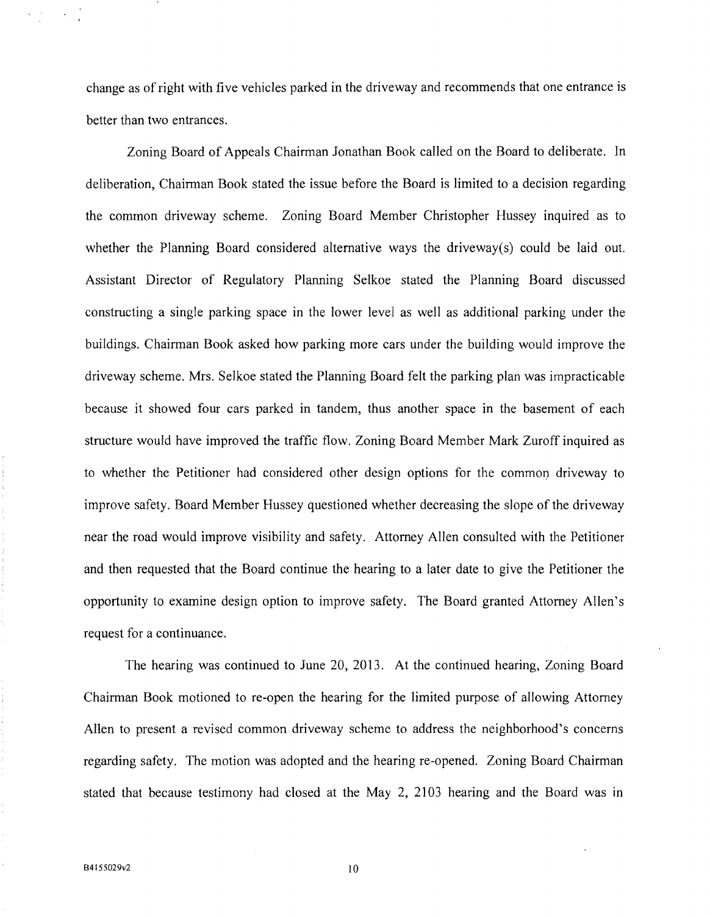change as of right with five vehicles parked in the driveway and recommends that one entrance is better than two entrances.

Zoning Board of Appeals Chairman Jonathan Book called on the Board to deliberate. In deliberation, Chairman Book stated the issue before the Board is limited to a decision regarding the common driveway scheme. Zoning Board Member Christopher Hussey inquired as to whether the Planning Board considered alternative ways the driveway(s) could be laid out. Assistant Director of Regulatory Planning Selkoe stated the Planning Board discussed constructing a single parking space in the lower level as well as additional parking under the buildings. Chairman Book asked how parking more cars under the building would improve the driveway scheme. Mrs. Selkoe stated the Planning Board felt the parking plan was impracticable because it showed four cars parked in tandem, thus another space in the basement of each structure would have improved the traffic flow. Zoning Board Member Mark Zuroff inquired as to whether the Petitioner had considered other design options for the common driveway to improve safety. Board Member Hussey questioned whether decreasing the slope of the driveway near the road would improve visibility and safety. Attorney Allen consulted with the Petitioner and then requested that the Board continue the hearing to a later date to give the Petitioner the opportunity to examine design option to improve safety. The Board granted Attorney Allen's request for a continuance.

The hearing was continued to June 20, 2013. At the continued hearing, Zoning Board Chairman Book motioned to re-open the hearing for the limited purpose of allowing Attorney Allen to present a revised common driveway scheme to address the neighborhood's concerns regarding safety. The motion was adopted and the hearing re-opened. Zoning Board Chairman stated that because testimony had closed at the May 2, 2103 hearing and the Board was in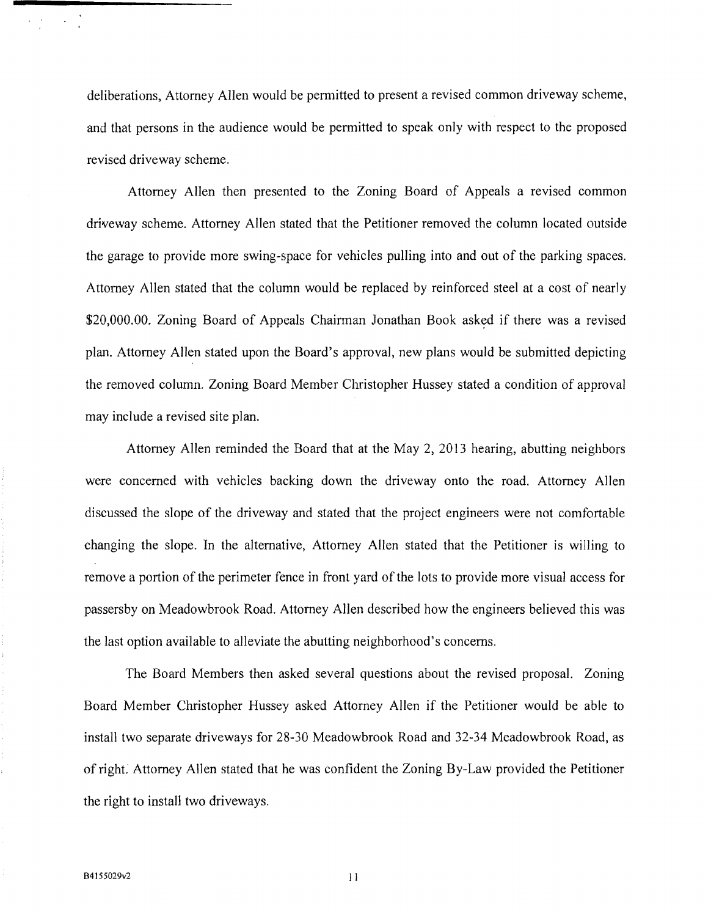deliberations, Attorney Allen would be permitted to present a revised common driveway scheme, and that persons in the audience would be permitted to speak only with respect to the proposed revised driveway scheme.

Attorney Allen then presented to the Zoning Board of Appeals a revised common driveway scheme. Attorney Allen stated that the Petitioner removed the column located outside the garage to provide more swing-space for vehicles pulling into and out of the parking spaces. Attorney Allen stated that the column would be replaced by reinforced steel at a cost of nearly $20,000.00. Zoning Board of Appeals Chairman Jonathan Book asked if there was a revised plan. Attorney Allen stated upon the Board's approval, new plans would be submitted depicting the removed column. Zoning Board Member Christopher Hussey stated a condition of approval may include a revised site plan.

Attorney Allen reminded the Board that at the May 2, 2013 hearing, abutting neighbors were concerned with vehicles backing down the driveway onto the road. Attorney Allen discussed the slope of the driveway and stated that the project engineers were not comfortable changing the slope. In the alternative, Attorney Allen stated that the Petitioner is willing to remove a portion of the perimeter fence in front yard of the lots to provide more visual access for passersby on Meadowbrook Road. Attorney Allen described how the engineers believed this was the last option available to alleviate the abutting neighborhood's concerns.

The Board Members then asked several questions about the revised proposal. Zoning Board Member Christopher Hussey asked Attorney Allen if the Petitioner would be able to install two separate driveways for 28-30 Meadowbrook Road and 32-34 Meadowbrook Road, as of right. Attorney Allen stated that he was confident the Zoning By-Law provided the Petitioner the right to install two driveways.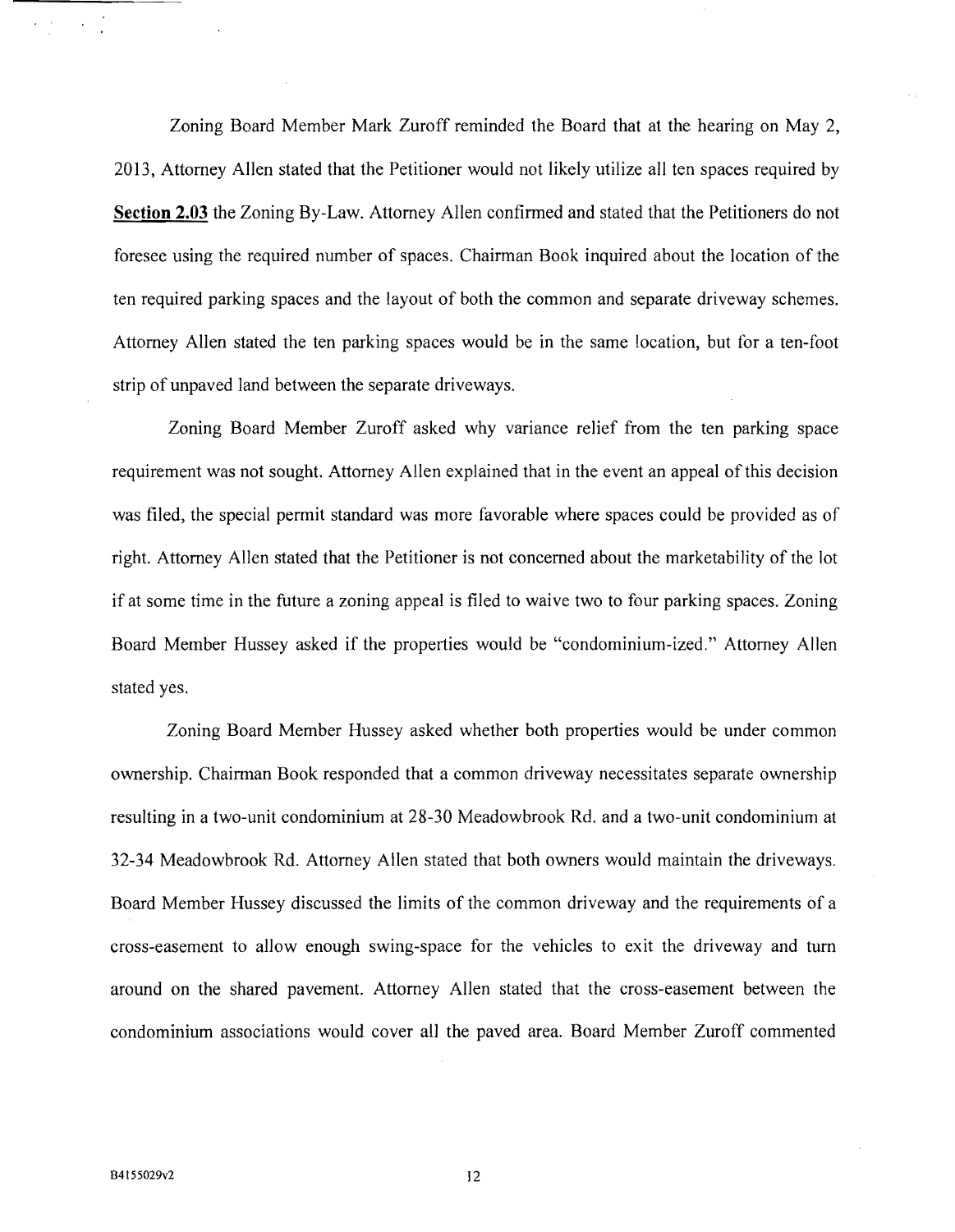Zoning Board Member Mark Zuroff reminded the Board that at the hearing on May 2, 2013, Attorney Allen stated that the Petitioner would not likely utilize all ten spaces required by **Section 2.03** the Zoning By-Law. Attorney Allen confirmed and stated that the Petitioners do not foresee using the required number of spaces. Chairman Book inquired about the location of the ten required parking spaces and the layout of both the common and separate driveway schemes. Attorney Allen stated the ten parking spaces would be in the same location, but for a ten-foot strip of unpaved land between the separate driveways.

Zoning Board Member Zuroff asked why variance relief from the ten parking space requirement was not sought. Attorney Allen explained that in the event an appeal of this decision was filed, the special permit standard was more favorable where spaces could be provided as of right. Attorney Allen stated that the Petitioner is not concerned about the marketability of the lot if at some time in the future a zoning appeal is filed to waive two to four parking spaces. Zoning Board Member Hussey asked if the properties would be "condominium-ized." Attorney Allen stated yes.

Zoning Board Member Hussey asked whether both properties would be under common ownership. Chairman Book responded that a common driveway necessitates separate ownership resulting in a two-unit condominium at 28-30 Meadowbrook Rd. and a two-unit condominium at 32-34 Meadowbrook Rd. Attorney Allen stated that both owners would maintain the driveways. Board Member Hussey discussed the limits of the common driveway and the requirements of a cross-easement to allow enough swing-space for the vehicles to exit the driveway and turn around on the shared pavement. Attorney Allen stated that the cross-easement between the condominium associations would cover all the paved area. Board Member Zuroff commented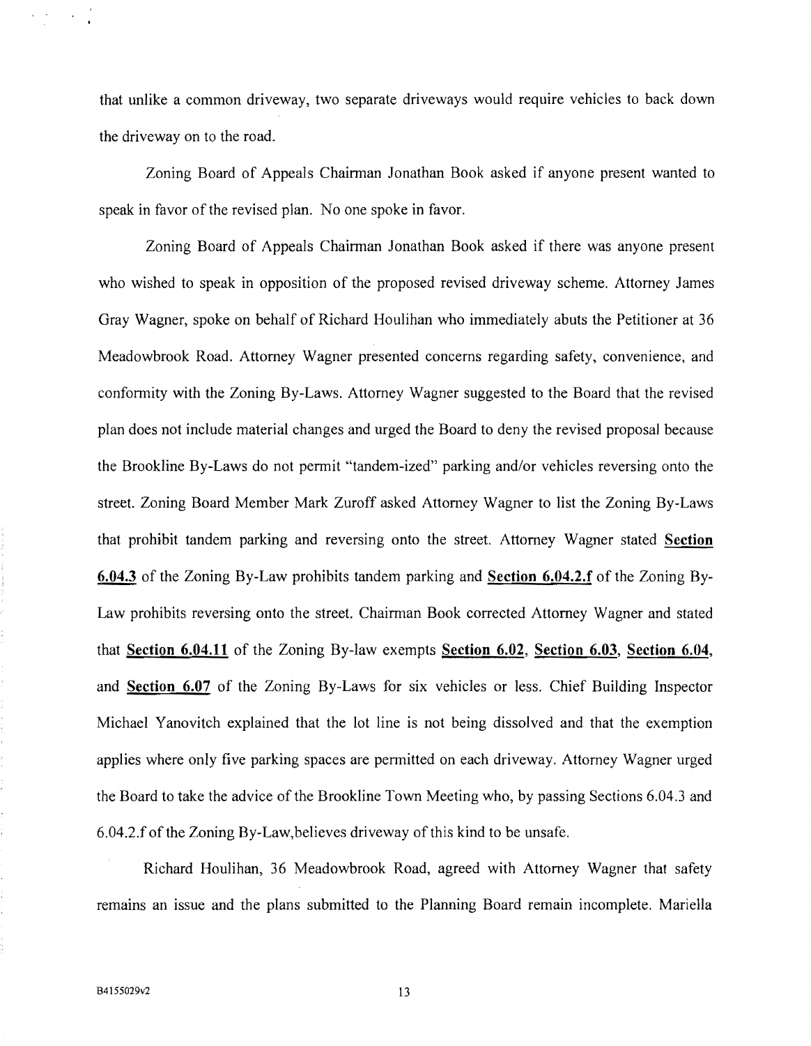that unlike a common driveway, two separate driveways would require vehicles to back down the driveway on to the road.

Zoning Board of Appeals Chairman Jonathan Book asked if anyone present wanted to speak in favor of the revised plan. No one spoke in favor.

Zoning Board of Appeals Chairman Jonathan Book asked if there was anyone present who wished to speak in opposition of the proposed revised driveway scheme. Attorney James Gray Wagner, spoke on behalf of Richard Houlihan who immediately abuts the Petitioner at 36 Meadowbrook Road. Attorney Wagner presented concerns regarding safety, convenience, and conformity with the Zoning By-Laws. Attorney Wagner suggested to the Board that the revised plan does not include material changes and urged the Board to deny the revised proposal because the Brookline By-Laws do not permit "tandem-ized" parking and/or vehicles reversing onto the street. Zoning Board Member Mark Zuroff asked Attorney Wagner to list the Zoning By-Laws that prohibit tandem parking and reversing onto the street. Attorney Wagner stated **Section 6.04.3** of the Zoning By-Law prohibits tandem parking and **Section 6.04.2.f** of the Zoning By-Law prohibits reversing onto the street. Chairman Book corrected Attorney Wagner and stated that **Section 6.04.11** of the Zoning By-law exempts **Section 6.02**, **Section 6.03**, **Section 6.04**, and **Section 6.07** of the Zoning By-Laws for six vehicles or less. Chief Building Inspector Michael Yanovitch explained that the lot line is not being dissolved and that the exemption applies where only five parking spaces are permitted on each driveway. Attorney Wagner urged the Board to take the advice of the Brookline Town Meeting who, by passing Sections 6.04.3 and 6.04.2.f of the Zoning By-Law,believes driveway of this kind to be unsafe.

Richard Houlihan, 36 Meadowbrook Road, agreed with Attorney Wagner that safety remains an issue and the plans submitted to the Planning Board remain incomplete. Mariella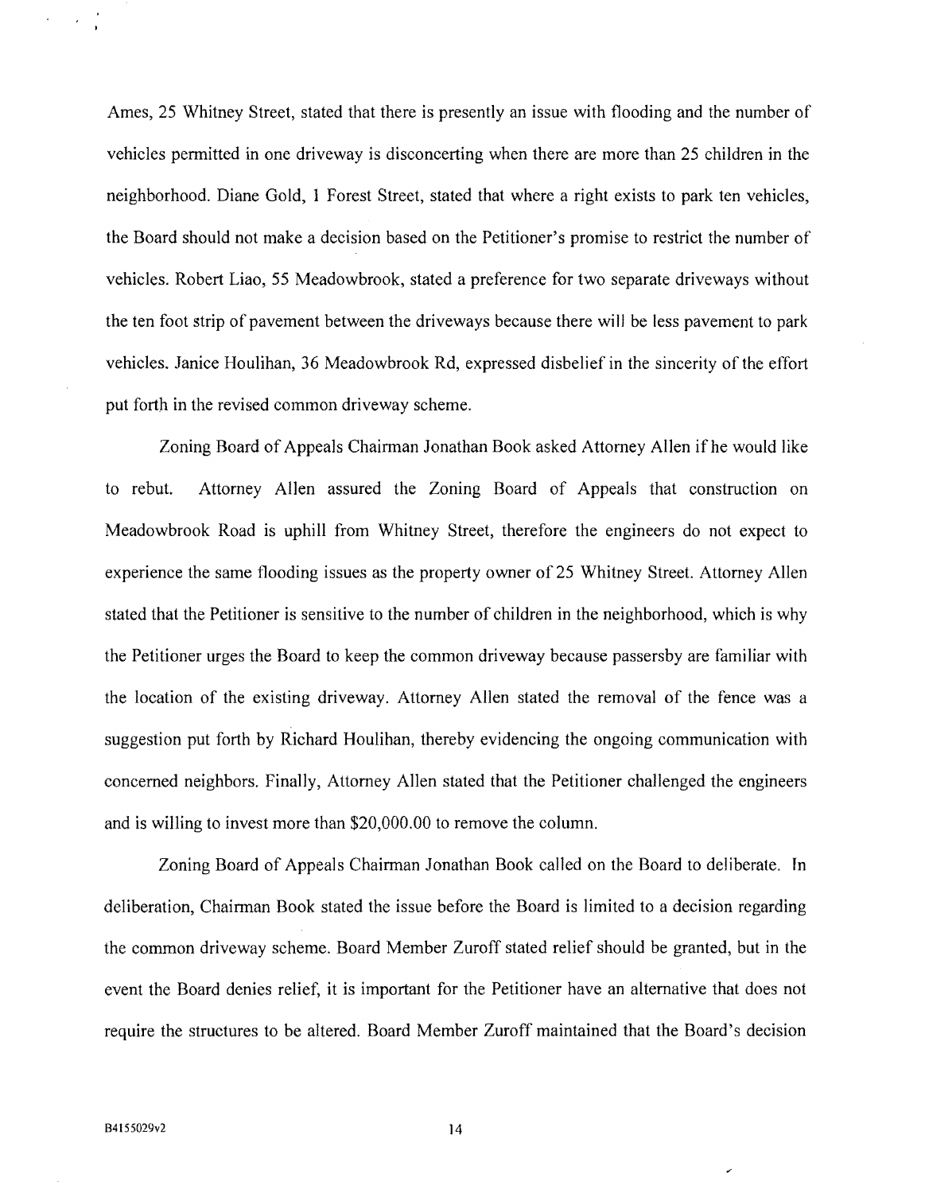Ames, 25 Whitney Street, stated that there is presently an issue with flooding and the number of vehicles permitted in one driveway is disconcerting when there are more than 25 children in the neighborhood. Diane Gold, 1 Forest Street, stated that where a right exists to park ten vehicles, the Board should not make a decision based on the Petitioner's promise to restrict the number of vehicles. Robert Liao, 55 Meadowbrook, stated a preference for two separate driveways without the ten foot strip of pavement between the driveways because there will be less pavement to park vehicles. Janice Houlihan, 36 Meadowbrook Rd, expressed disbelief in the sincerity of the effort put forth in the revised common driveway scheme.

Zoning Board of Appeals Chairman Jonathan Book asked Attorney Allen if he would like to rebut. Attorney Allen assured the Zoning Board of Appeals that construction on Meadowbrook Road is uphill from Whitney Street, therefore the engineers do not expect to experience the same flooding issues as the property owner of 25 Whitney Street. Attorney Allen stated that the Petitioner is sensitive to the number of children in the neighborhood, which is why the Petitioner urges the Board to keep the common driveway because passersby are familiar with the location of the existing driveway. Attorney Allen stated the removal of the fence was a suggestion put forth by Richard Houlihan, thereby evidencing the ongoing communication with concerned neighbors. Finally, Attorney Allen stated that the Petitioner challenged the engineers and is willing to invest more than $20,000.00 to remove the column.

Zoning Board of Appeals Chairman Jonathan Book called on the Board to deliberate. In deliberation, Chairman Book stated the issue before the Board is limited to a decision regarding the common driveway scheme. Board Member Zuroff stated relief should be granted, but in the event the Board denies relief, it is important for the Petitioner have an alternative that does not require the structures to be altered. Board Member Zuroff maintained that the Board's decision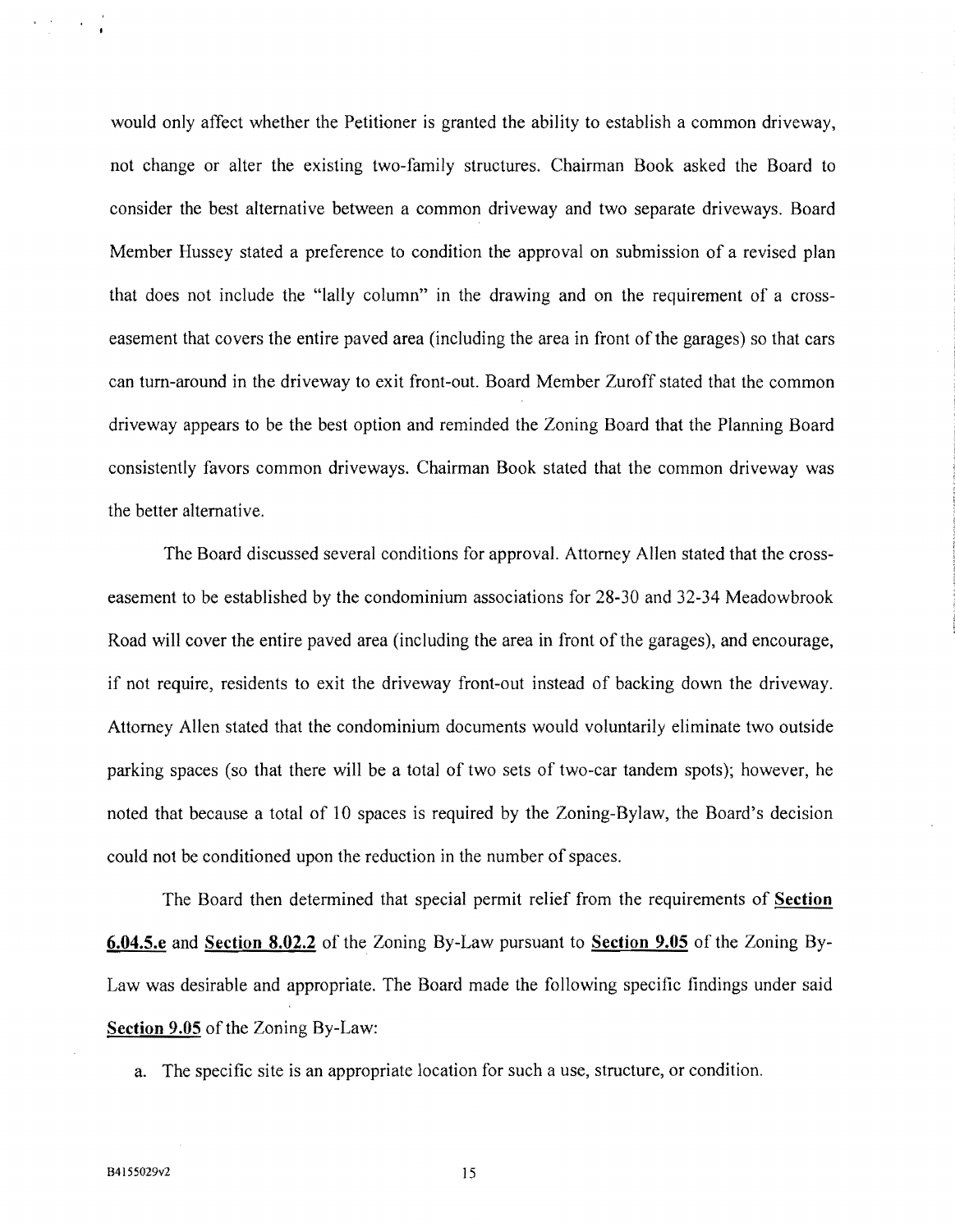would only affect whether the Petitioner is granted the ability to establish a common driveway, not change or alter the existing two-family structures. Chairman Book asked the Board to consider the best alternative between a common driveway and two separate driveways. Board Member Hussey stated a preference to condition the approval on submission of a revised plan that does not include the "lally column" in the drawing and on the requirement of a cross-easement that covers the entire paved area (including the area in front of the garages) so that cars can turn-around in the driveway to exit front-out. Board Member Zuroff stated that the common driveway appears to be the best option and reminded the Zoning Board that the Planning Board consistently favors common driveways. Chairman Book stated that the common driveway was the better alternative.

The Board discussed several conditions for approval. Attorney Allen stated that the cross-easement to be established by the condominium associations for 28-30 and 32-34 Meadowbrook Road will cover the entire paved area (including the area in front of the garages), and encourage, if not require, residents to exit the driveway front-out instead of backing down the driveway. Attorney Allen stated that the condominium documents would voluntarily eliminate two outside parking spaces (so that there will be a total of two sets of two-car tandem spots); however, he noted that because a total of 10 spaces is required by the Zoning-Bylaw, the Board's decision could not be conditioned upon the reduction in the number of spaces.

The Board then determined that special permit relief from the requirements of **Section 6.04.5.e** and **Section 8.02.2** of the Zoning By-Law pursuant to **Section 9.05** of the Zoning By-Law was desirable and appropriate. The Board made the following specific findings under said **Section 9.05** of the Zoning By-Law:

a. The specific site is an appropriate location for such a use, structure, or condition.

B4155029v2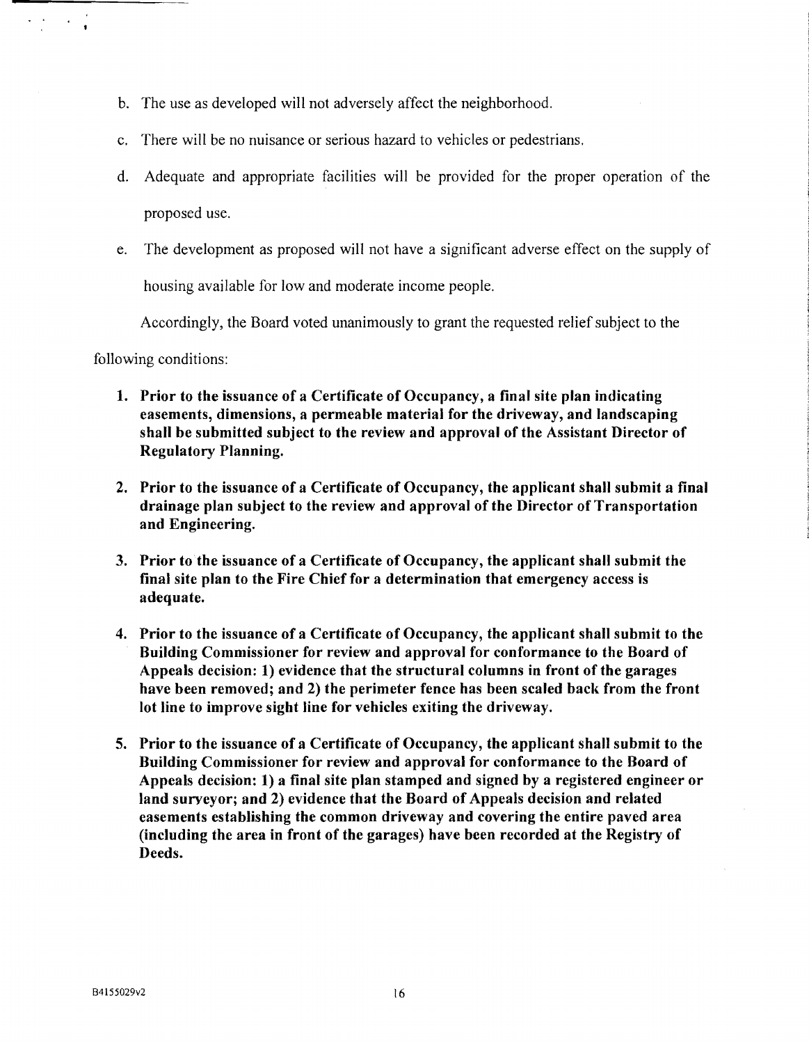b. The use as developed will not adversely affect the neighborhood.

c. There will be no nuisance or serious hazard to vehicles or pedestrians.

d. Adequate and appropriate facilities will be provided for the proper operation of the proposed use.

e. The development as proposed will not have a significant adverse effect on the supply of housing available for low and moderate income people.

Accordingly, the Board voted unanimously to grant the requested relief subject to the following conditions:

1. **Prior to the issuance of a Certificate of Occupancy, a final site plan indicating easements, dimensions, a permeable material for the driveway, and landscaping shall be submitted subject to the review and approval of the Assistant Director of Regulatory Planning.**

2. **Prior to the issuance of a Certificate of Occupancy, the applicant shall submit a final drainage plan subject to the review and approval of the Director of Transportation and Engineering.**

3. **Prior to the issuance of a Certificate of Occupancy, the applicant shall submit the final site plan to the Fire Chief for a determination that emergency access is adequate.**

4. **Prior to the issuance of a Certificate of Occupancy, the applicant shall submit to the Building Commissioner for review and approval for conformance to the Board of Appeals decision: 1) evidence that the structural columns in front of the garages have been removed; and 2) the perimeter fence has been scaled back from the front lot line to improve sight line for vehicles exiting the driveway.**

5. **Prior to the issuance of a Certificate of Occupancy, the applicant shall submit to the Building Commissioner for review and approval for conformance to the Board of Appeals decision: 1) a final site plan stamped and signed by a registered engineer or land surveyor; and 2) evidence that the Board of Appeals decision and related easements establishing the common driveway and covering the entire paved area (including the area in front of the garages) have been recorded at the Registry of Deeds.**

B4155029v2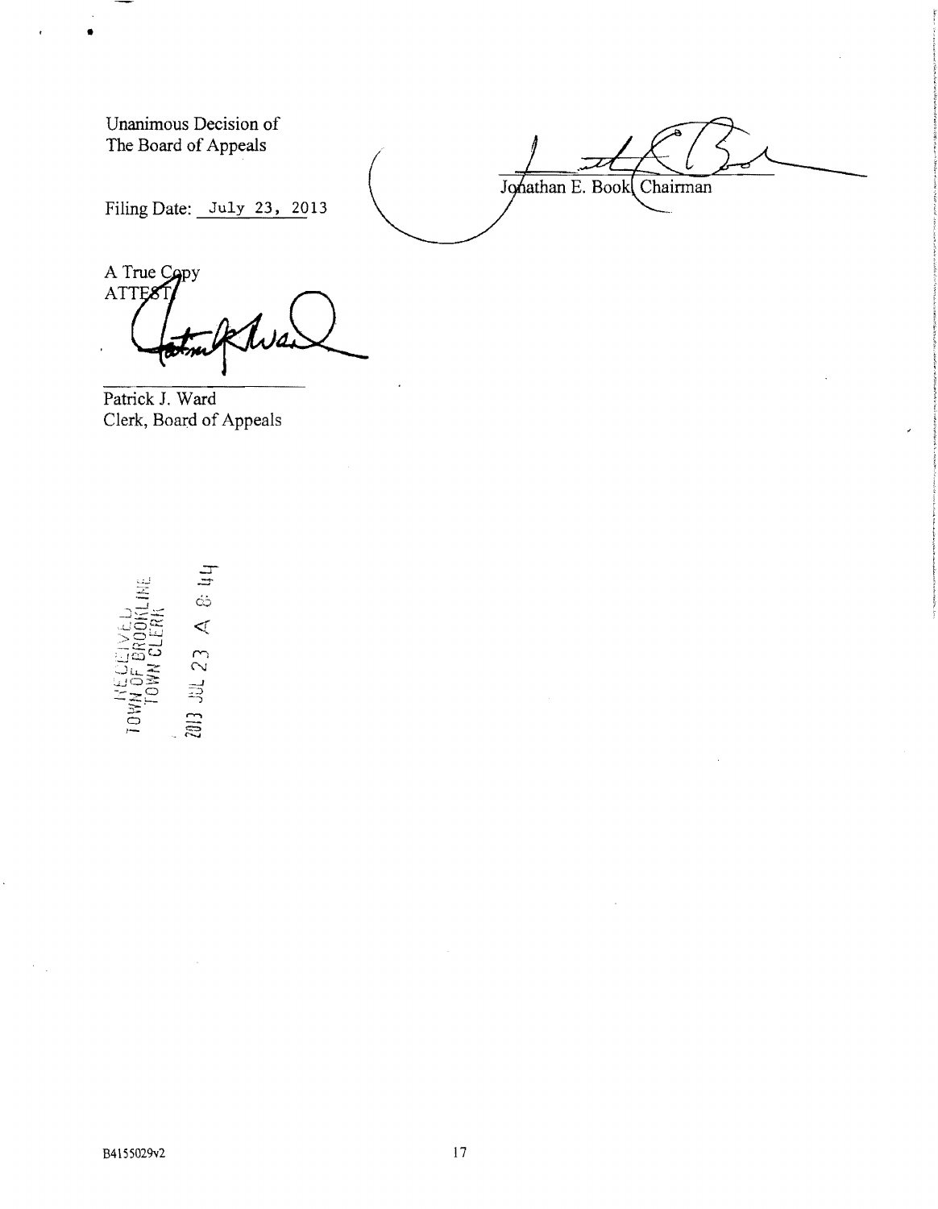Unanimous Decision of
The Board of Appeals

Filing Date: July 23, 2013

Jonathan E. Book, Chairman

A True Copy
ATTEST

Patrick J. Ward
Clerk, Board of Appeals

RECEIVED
TOWN OF BROOKLINE
TOWN CLERK

2013 JUL 23 A 8:44

B4155029v2